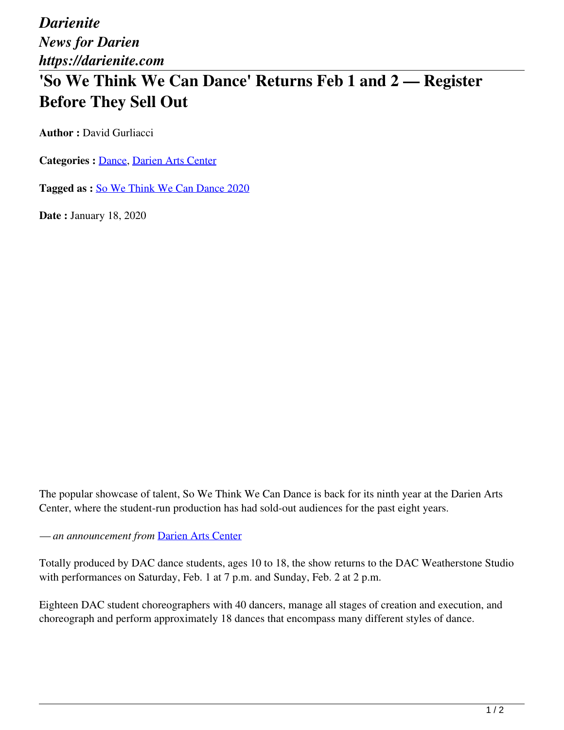*Darienite*
*News for Darien*
*https://darienite.com*

# 'So We Think We Can Dance' Returns Feb 1 and 2 — Register Before They Sell Out

**Author :** David Gurliacci

**Categories :** Dance, Darien Arts Center

**Tagged as :** So We Think We Can Dance 2020

**Date :** January 18, 2020

The popular showcase of talent, So We Think We Can Dance is back for its ninth year at the Darien Arts Center, where the student-run production has had sold-out audiences for the past eight years.

— *an announcement from* Darien Arts Center

Totally produced by DAC dance students, ages 10 to 18, the show returns to the DAC Weatherstone Studio with performances on Saturday, Feb. 1 at 7 p.m. and Sunday, Feb. 2 at 2 p.m.

Eighteen DAC student choreographers with 40 dancers, manage all stages of creation and execution, and choreograph and perform approximately 18 dances that encompass many different styles of dance.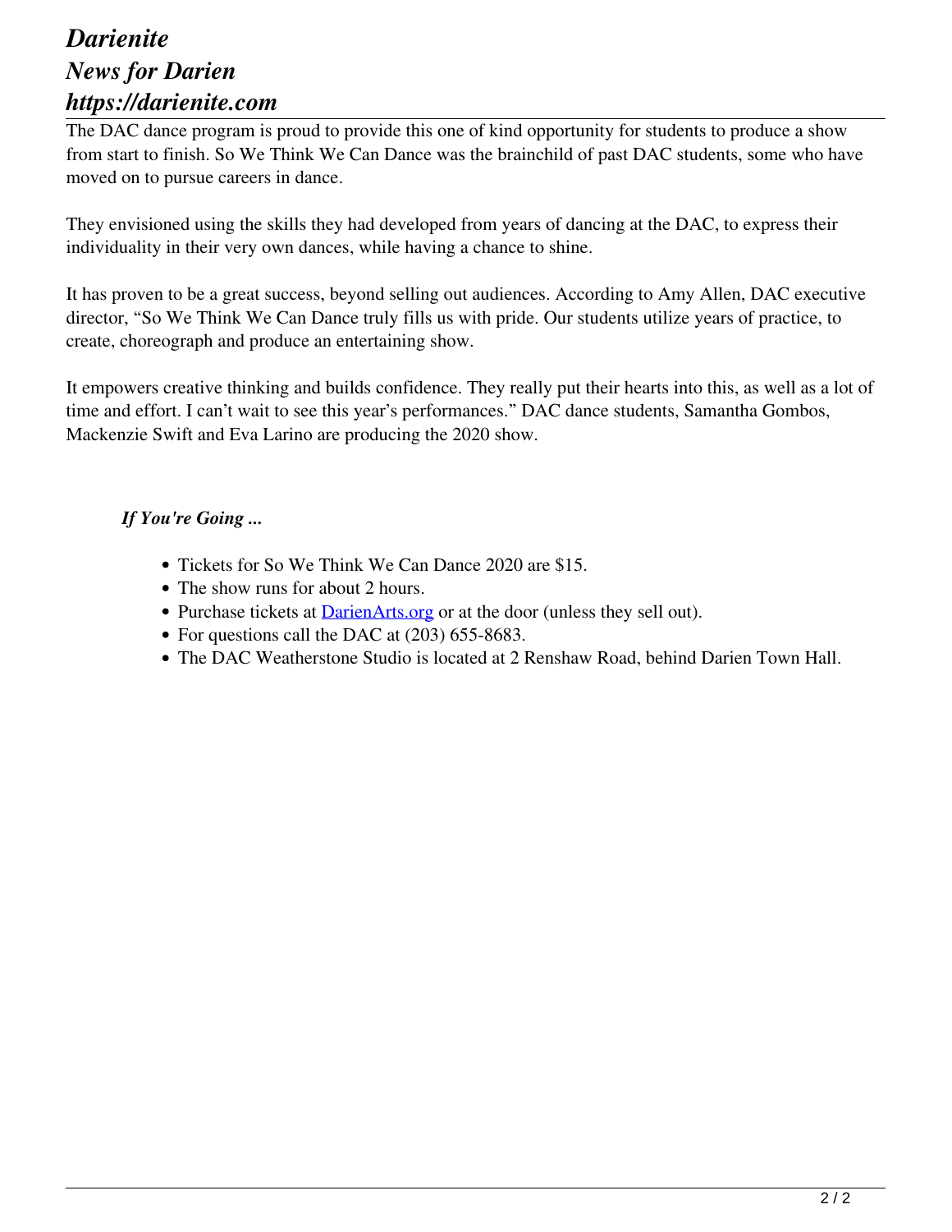The DAC dance program is proud to provide this one of kind opportunity for students to produce a show from start to finish. So We Think We Can Dance was the brainchild of past DAC students, some who have moved on to pursue careers in dance.

They envisioned using the skills they had developed from years of dancing at the DAC, to express their individuality in their very own dances, while having a chance to shine.

It has proven to be a great success, beyond selling out audiences. According to Amy Allen, DAC executive director, "So We Think We Can Dance truly fills us with pride. Our students utilize years of practice, to create, choreograph and produce an entertaining show.

It empowers creative thinking and builds confidence. They really put their hearts into this, as well as a lot of time and effort. I can't wait to see this year's performances." DAC dance students, Samantha Gombos, Mackenzie Swift and Eva Larino are producing the 2020 show.

***If You're Going ...***

- Tickets for So We Think We Can Dance 2020 are $15.
- The show runs for about 2 hours.
- Purchase tickets at DarienArts.org or at the door (unless they sell out).
- For questions call the DAC at (203) 655-8683.
- The DAC Weatherstone Studio is located at 2 Renshaw Road, behind Darien Town Hall.